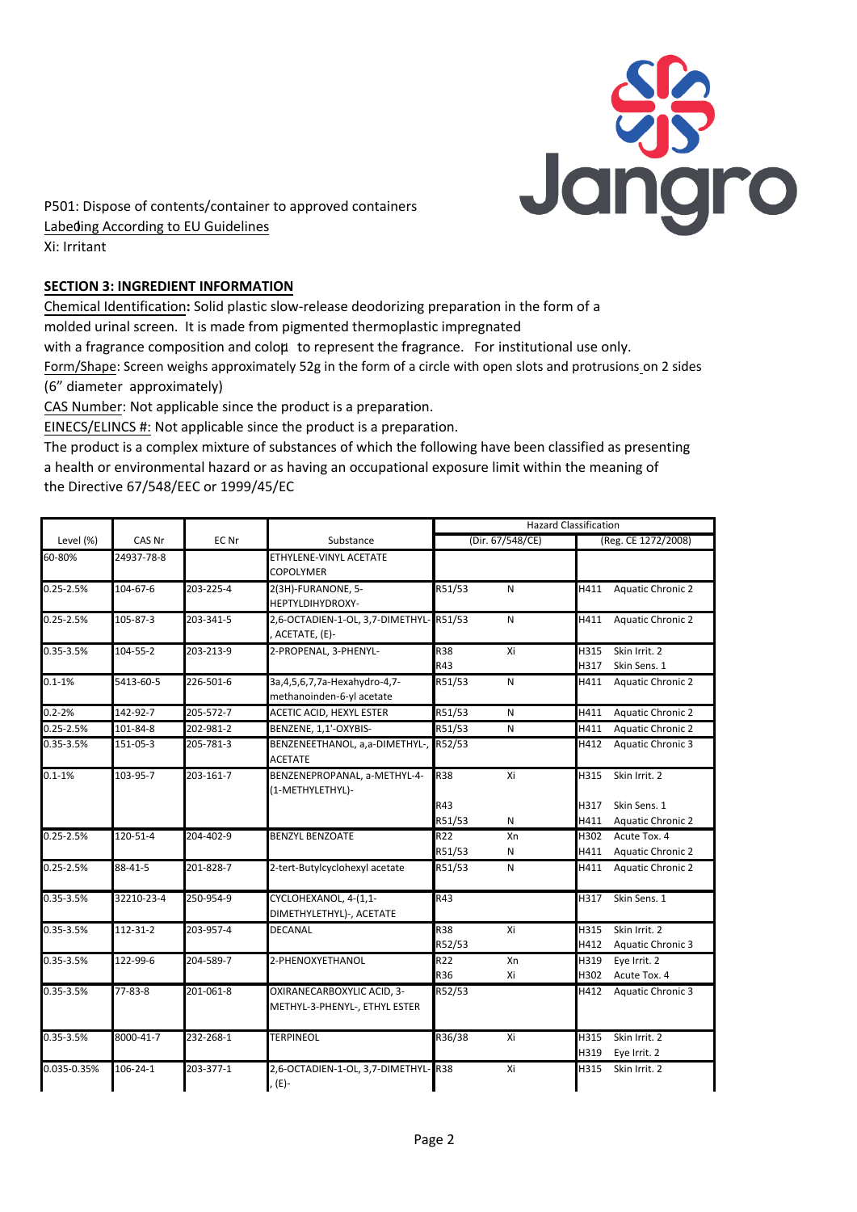P501: Dispose of contents/container to approved containers

Labeling According to EU Guidelines

Xi: Irritant

## SECTION 3: INGREDIENT INFORMATION

Chemical Identification**:** Solid plastic slow-release deodorizing preparation in the form of a molded urinal screen. It is made from pigmented thermoplastic impregnated with a fragrance composition and color to represent the fragrance. For institutional use only.

Form/Shape: Screen weighs approximately 52g in the form of a circle with open slots and protrusions on 2 sides (6" diameter approximately)

CAS Number: Not applicable since the product is a preparation.

EINECS/ELINCS #: Not applicable since the product is a preparation.

The product is a complex mixture of substances of which the following have been classified as presenting a health or environmental hazard or as having an occupational exposure limit within the meaning of the Directive 67/548/EEC or 1999/45/EC

| Level (%) | CAS Nr | EC Nr | Substance | Hazard Classification (Dir. 67/548/CE) | | Hazard Classification (Reg. CE 1272/2008) | |
|---|---|---|---|---|---|---|---|
| 60-80% | 24937-78-8 | | ETHYLENE-VINYL ACETATE COPOLYMER | | | | |
| 0.25-2.5% | 104-67-6 | 203-225-4 | 2(3H)-FURANONE, 5-HEPTYLDIHYDROXY- | R51/53 | N | H411 | Aquatic Chronic 2 |
| 0.25-2.5% | 105-87-3 | 203-341-5 | 2,6-OCTADIEN-1-OL, 3,7-DIMETHYL-, ACETATE, (E)- | R51/53 | N | H411 | Aquatic Chronic 2 |
| 0.35-3.5% | 104-55-2 | 203-213-9 | 2-PROPENAL, 3-PHENYL- | R38<br>R43 | Xi | H315<br>H317 | Skin Irrit. 2<br>Skin Sens. 1 |
| 0.1-1% | 5413-60-5 | 226-501-6 | 3a,4,5,6,7,7a-Hexahydro-4,7-methanoinden-6-yl acetate | R51/53 | N | H411 | Aquatic Chronic 2 |
| 0.2-2% | 142-92-7 | 205-572-7 | ACETIC ACID, HEXYL ESTER | R51/53 | N | H411 | Aquatic Chronic 2 |
| 0.25-2.5% | 101-84-8 | 202-981-2 | BENZENE, 1,1'-OXYBIS- | R51/53 | N | H411 | Aquatic Chronic 2 |
| 0.35-3.5% | 151-05-3 | 205-781-3 | BENZENEETHANOL, a,a-DIMETHYL-, ACETATE | R52/53 | | H412 | Aquatic Chronic 3 |
| 0.1-1% | 103-95-7 | 203-161-7 | BENZENEPROPANAL, a-METHYL-4-(1-METHYLETHYL)- | R38<br>R43<br>R51/53 | Xi<br><br>N | H315<br>H317<br>H411 | Skin Irrit. 2<br>Skin Sens. 1<br>Aquatic Chronic 2 |
| 0.25-2.5% | 120-51-4 | 204-402-9 | BENZYL BENZOATE | R22<br>R51/53 | Xn<br>N | H302<br>H411 | Acute Tox. 4<br>Aquatic Chronic 2 |
| 0.25-2.5% | 88-41-5 | 201-828-7 | 2-tert-Butylcyclohexyl acetate | R51/53 | N | H411 | Aquatic Chronic 2 |
| 0.35-3.5% | 32210-23-4 | 250-954-9 | CYCLOHEXANOL, 4-(1,1-DIMETHYLETHYL)-, ACETATE | R43 | | H317 | Skin Sens. 1 |
| 0.35-3.5% | 112-31-2 | 203-957-4 | DECANAL | R38<br>R52/53 | Xi | H315<br>H412 | Skin Irrit. 2<br>Aquatic Chronic 3 |
| 0.35-3.5% | 122-99-6 | 204-589-7 | 2-PHENOXYETHANOL | R22<br>R36 | Xn<br>Xi | H319<br>H302 | Eye Irrit. 2<br>Acute Tox. 4 |
| 0.35-3.5% | 77-83-8 | 201-061-8 | OXIRANECARBOXYLIC ACID, 3-METHYL-3-PHENYL-, ETHYL ESTER | R52/53 | | H412 | Aquatic Chronic 3 |
| 0.35-3.5% | 8000-41-7 | 232-268-1 | TERPINEOL | R36/38 | Xi | H315<br>H319 | Skin Irrit. 2<br>Eye Irrit. 2 |
| 0.035-0.35% | 106-24-1 | 203-377-1 | 2,6-OCTADIEN-1-OL, 3,7-DIMETHYL-, (E)- | R38 | Xi | H315 | Skin Irrit. 2 |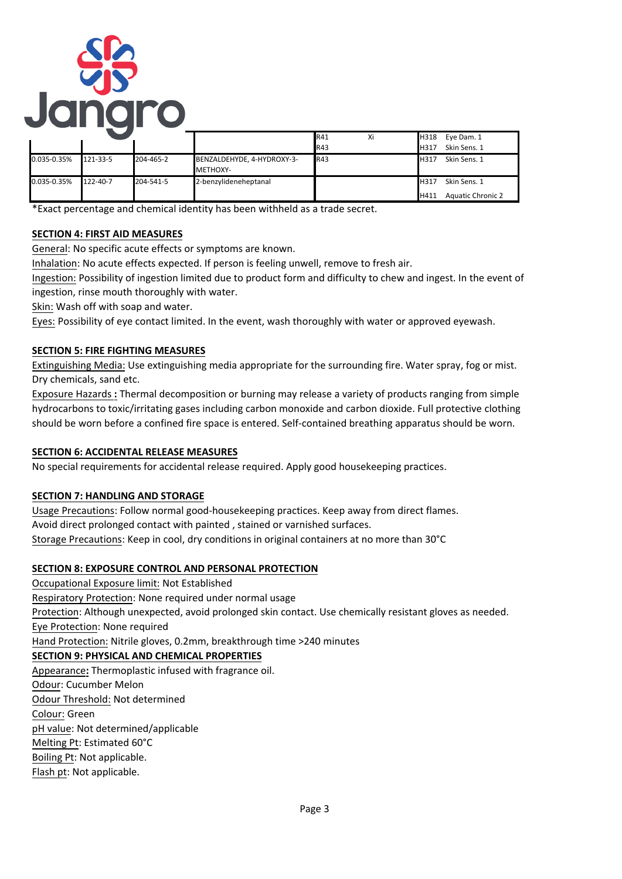| | | | | | | | |
|---|---|---|---|---|---|---|---|
| | | | | R41<br>R43 | Xi | H318<br>H317 | Eye Dam. 1<br>Skin Sens. 1 |
| 0.035-0.35% | 121-33-5 | 204-465-2 | BENZALDEHYDE, 4-HYDROXY-3-METHOXY- | R43 | | H317 | Skin Sens. 1 |
| 0.035-0.35% | 122-40-7 | 204-541-5 | 2-benzylideneheptanal | | | H317<br>H411 | Skin Sens. 1<br>Aquatic Chronic 2 |

*Exact percentage and chemical identity has been withheld as a trade secret.

## SECTION 4: FIRST AID MEASURES

General: No specific acute effects or symptoms are known.
Inhalation: No acute effects expected. If person is feeling unwell, remove to fresh air.
Ingestion: Possibility of ingestion limited due to product form and difficulty to chew and ingest. In the event of ingestion, rinse mouth thoroughly with water.
Skin: Wash off with soap and water.
Eyes: Possibility of eye contact limited. In the event, wash thoroughly with water or approved eyewash.

## SECTION 5: FIRE FIGHTING MEASURES

Extinguishing Media: Use extinguishing media appropriate for the surrounding fire. Water spray, fog or mist. Dry chemicals, sand etc.
Exposure Hazards **:** Thermal decomposition or burning may release a variety of products ranging from simple hydrocarbons to toxic/irritating gases including carbon monoxide and carbon dioxide. Full protective clothing should be worn before a confined fire space is entered. Self-contained breathing apparatus should be worn.

## SECTION 6: ACCIDENTAL RELEASE MEASURES

No special requirements for accidental release required. Apply good housekeeping practices.

## SECTION 7: HANDLING AND STORAGE

Usage Precautions: Follow normal good-housekeeping practices. Keep away from direct flames.
Avoid direct prolonged contact with painted , stained or varnished surfaces.
Storage Precautions: Keep in cool, dry conditions in original containers at no more than 30°C

## SECTION 8: EXPOSURE CONTROL AND PERSONAL PROTECTION

Occupational Exposure limit: Not Established
Respiratory Protection: None required under normal usage
Protection: Although unexpected, avoid prolonged skin contact. Use chemically resistant gloves as needed.
Eye Protection: None required
Hand Protection: Nitrile gloves, 0.2mm, breakthrough time >240 minutes

## SECTION 9: PHYSICAL AND CHEMICAL PROPERTIES

Appearance**:** Thermoplastic infused with fragrance oil.
Odour: Cucumber Melon
Odour Threshold: Not determined
Colour: Green
pH value: Not determined/applicable
Melting Pt: Estimated 60°C
Boiling Pt: Not applicable.
Flash pt: Not applicable.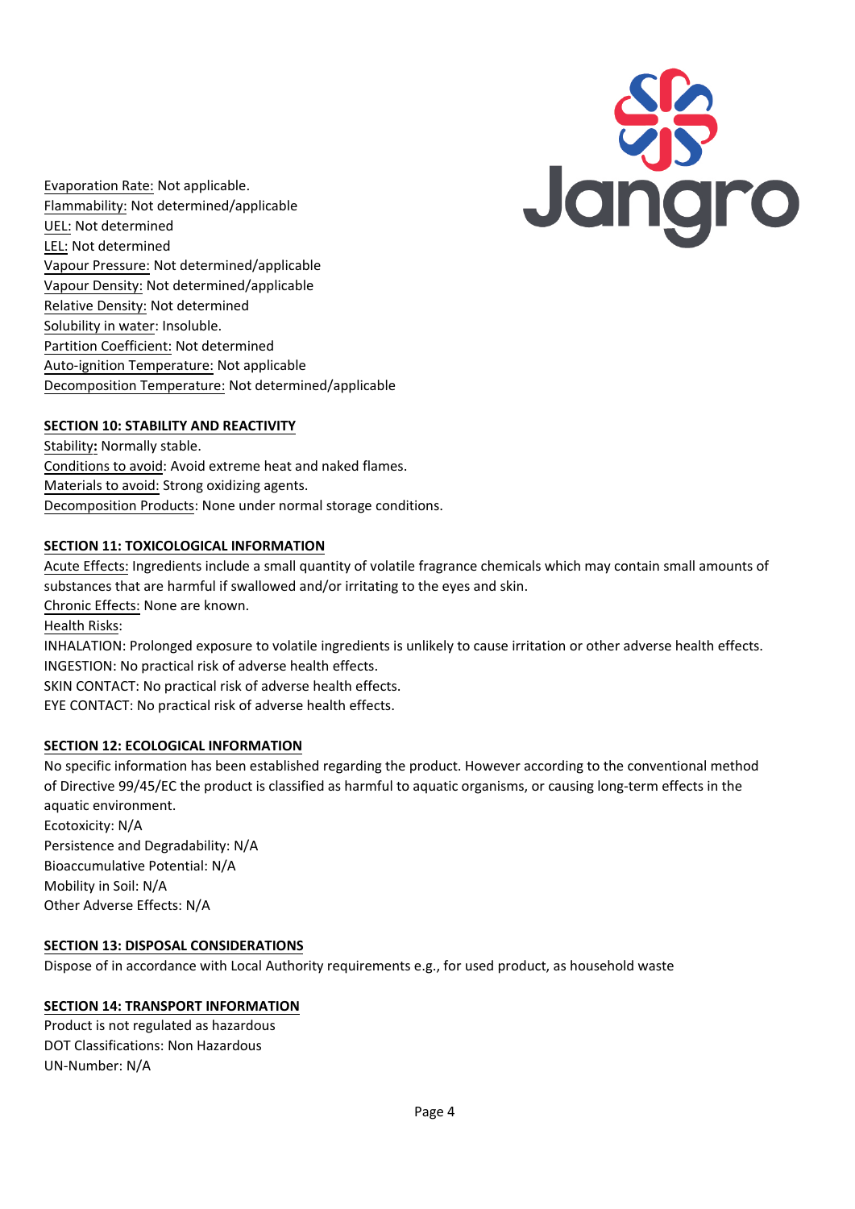Evaporation Rate: Not applicable.
Flammability: Not determined/applicable
UEL: Not determined
LEL: Not determined
Vapour Pressure: Not determined/applicable
Vapour Density: Not determined/applicable
Relative Density: Not determined
Solubility in water: Insoluble.
Partition Coefficient: Not determined
Auto-ignition Temperature: Not applicable
Decomposition Temperature: Not determined/applicable

## SECTION 10: STABILITY AND REACTIVITY

Stability: Normally stable.
Conditions to avoid: Avoid extreme heat and naked flames.
Materials to avoid: Strong oxidizing agents.
Decomposition Products: None under normal storage conditions.

## SECTION 11: TOXICOLOGICAL INFORMATION

Acute Effects: Ingredients include a small quantity of volatile fragrance chemicals which may contain small amounts of substances that are harmful if swallowed and/or irritating to the eyes and skin.
Chronic Effects: None are known.
Health Risks:
INHALATION: Prolonged exposure to volatile ingredients is unlikely to cause irritation or other adverse health effects.
INGESTION: No practical risk of adverse health effects.
SKIN CONTACT: No practical risk of adverse health effects.
EYE CONTACT: No practical risk of adverse health effects.

## SECTION 12: ECOLOGICAL INFORMATION

No specific information has been established regarding the product. However according to the conventional method of Directive 99/45/EC the product is classified as harmful to aquatic organisms, or causing long-term effects in the aquatic environment.
Ecotoxicity: N/A
Persistence and Degradability: N/A
Bioaccumulative Potential: N/A
Mobility in Soil: N/A
Other Adverse Effects: N/A

## SECTION 13: DISPOSAL CONSIDERATIONS

Dispose of in accordance with Local Authority requirements e.g., for used product, as household waste

## SECTION 14: TRANSPORT INFORMATION

Product is not regulated as hazardous
DOT Classifications: Non Hazardous
UN-Number: N/A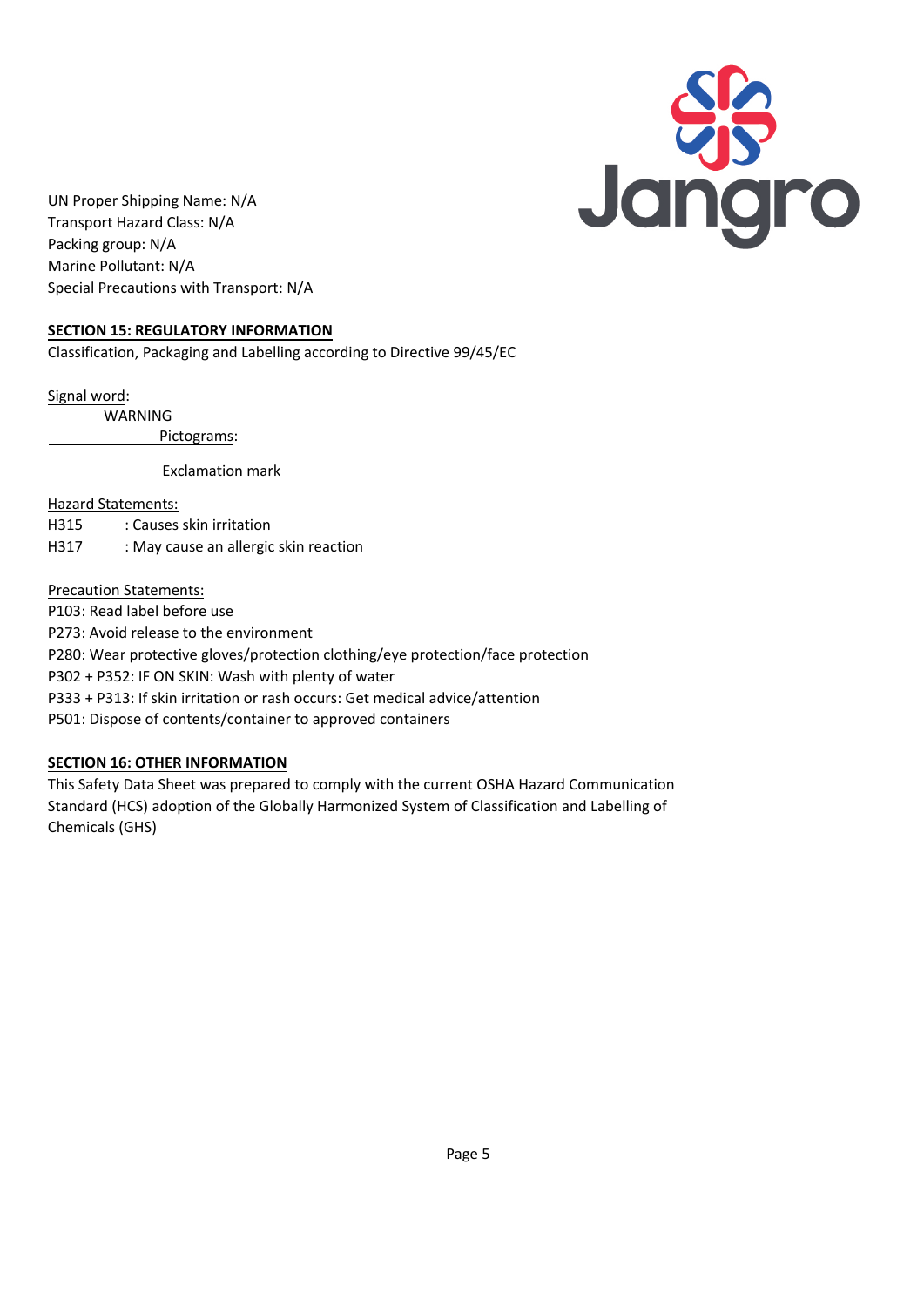UN Proper Shipping Name: N/A
Transport Hazard Class: N/A
Packing group: N/A
Marine Pollutant: N/A
Special Precautions with Transport: N/A

## SECTION 15: REGULATORY INFORMATION

Classification, Packaging and Labelling according to Directive 99/45/EC

Signal word:

WARNING

Pictograms:

Exclamation mark

Hazard Statements:

H315 : Causes skin irritation
H317 : May cause an allergic skin reaction

Precaution Statements:

P103: Read label before use
P273: Avoid release to the environment
P280: Wear protective gloves/protection clothing/eye protection/face protection
P302 + P352: IF ON SKIN: Wash with plenty of water
P333 + P313: If skin irritation or rash occurs: Get medical advice/attention
P501: Dispose of contents/container to approved containers

## SECTION 16: OTHER INFORMATION

This Safety Data Sheet was prepared to comply with the current OSHA Hazard Communication Standard (HCS) adoption of the Globally Harmonized System of Classification and Labelling of Chemicals (GHS)